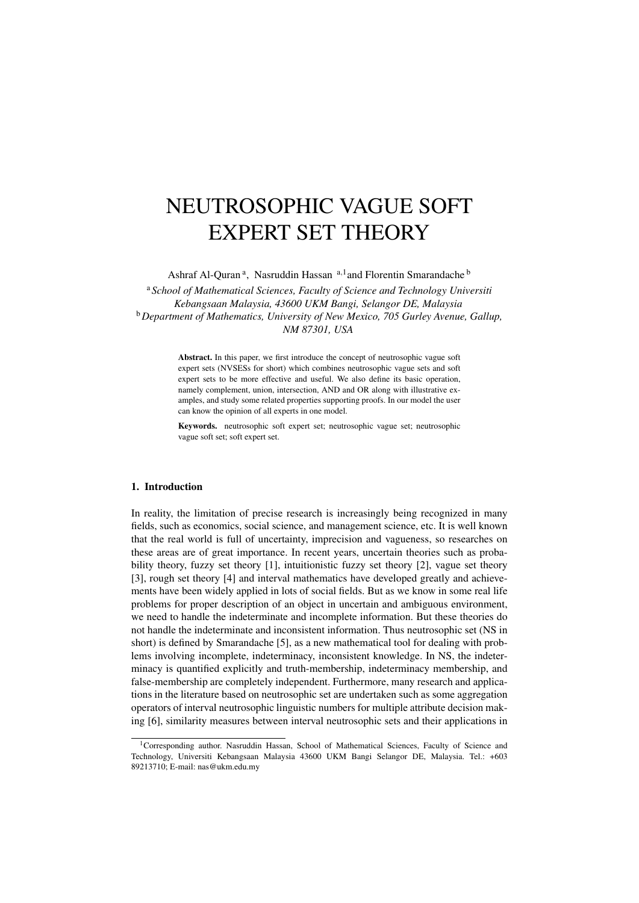# NEUTROSOPHIC VAGUE SOFT EXPERT SET THEORY

Ashraf Al-Quran [a], Nasruddin Hassan [a,1] and Florentin Smarandache [b]

[a] *School of Mathematical Sciences, Faculty of Science and Technology Universiti Kebangsaan Malaysia, 43600 UKM Bangi, Selangor DE, Malaysia*
[b] *Department of Mathematics, University of New Mexico, 705 Gurley Avenue, Gallup, NM 87301, USA*

**Abstract.** In this paper, we first introduce the concept of neutrosophic vague soft expert sets (NVSESs for short) which combines neutrosophic vague sets and soft expert sets to be more effective and useful. We also define its basic operation, namely complement, union, intersection, AND and OR along with illustrative examples, and study some related properties supporting proofs. In our model the user can know the opinion of all experts in one model.

**Keywords.** neutrosophic soft expert set; neutrosophic vague set; neutrosophic vague soft set; soft expert set.

## 1. Introduction

In reality, the limitation of precise research is increasingly being recognized in many fields, such as economics, social science, and management science, etc. It is well known that the real world is full of uncertainty, imprecision and vagueness, so researches on these areas are of great importance. In recent years, uncertain theories such as probability theory, fuzzy set theory [1], intuitionistic fuzzy set theory [2], vague set theory [3], rough set theory [4] and interval mathematics have developed greatly and achievements have been widely applied in lots of social fields. But as we know in some real life problems for proper description of an object in uncertain and ambiguous environment, we need to handle the indeterminate and incomplete information. But these theories do not handle the indeterminate and inconsistent information. Thus neutrosophic set (NS in short) is defined by Smarandache [5], as a new mathematical tool for dealing with problems involving incomplete, indeterminacy, inconsistent knowledge. In NS, the indeterminacy is quantified explicitly and truth-membership, indeterminacy membership, and false-membership are completely independent. Furthermore, many research and applications in the literature based on neutrosophic set are undertaken such as some aggregation operators of interval neutrosophic linguistic numbers for multiple attribute decision making [6], similarity measures between interval neutrosophic sets and their applications in

[1] Corresponding author. Nasruddin Hassan, School of Mathematical Sciences, Faculty of Science and Technology, Universiti Kebangsaan Malaysia 43600 UKM Bangi Selangor DE, Malaysia. Tel.: +603 89213710; E-mail: nas@ukm.edu.my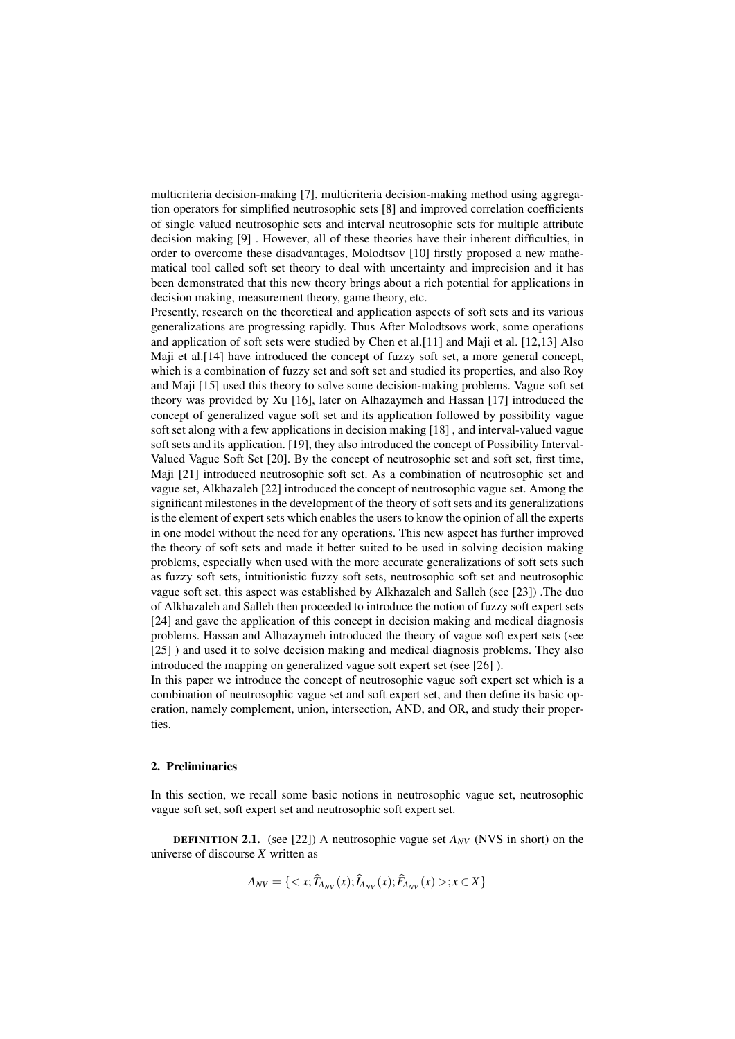multicriteria decision-making [7], multicriteria decision-making method using aggregation operators for simplified neutrosophic sets [8] and improved correlation coefficients of single valued neutrosophic sets and interval neutrosophic sets for multiple attribute decision making [9] . However, all of these theories have their inherent difficulties, in order to overcome these disadvantages, Molodtsov [10] firstly proposed a new mathematical tool called soft set theory to deal with uncertainty and imprecision and it has been demonstrated that this new theory brings about a rich potential for applications in decision making, measurement theory, game theory, etc.
Presently, research on the theoretical and application aspects of soft sets and its various generalizations are progressing rapidly. Thus After Molodtsovs work, some operations and application of soft sets were studied by Chen et al.[11] and Maji et al. [12,13] Also Maji et al.[14] have introduced the concept of fuzzy soft set, a more general concept, which is a combination of fuzzy set and soft set and studied its properties, and also Roy and Maji [15] used this theory to solve some decision-making problems. Vague soft set theory was provided by Xu [16], later on Alhazaymeh and Hassan [17] introduced the concept of generalized vague soft set and its application followed by possibility vague soft set along with a few applications in decision making [18] , and interval-valued vague soft sets and its application. [19], they also introduced the concept of Possibility Interval-Valued Vague Soft Set [20]. By the concept of neutrosophic set and soft set, first time, Maji [21] introduced neutrosophic soft set. As a combination of neutrosophic set and vague set, Alkhazaleh [22] introduced the concept of neutrosophic vague set. Among the significant milestones in the development of the theory of soft sets and its generalizations is the element of expert sets which enables the users to know the opinion of all the experts in one model without the need for any operations. This new aspect has further improved the theory of soft sets and made it better suited to be used in solving decision making problems, especially when used with the more accurate generalizations of soft sets such as fuzzy soft sets, intuitionistic fuzzy soft sets, neutrosophic soft set and neutrosophic vague soft set. this aspect was established by Alkhazaleh and Salleh (see [23]) .The duo of Alkhazaleh and Salleh then proceeded to introduce the notion of fuzzy soft expert sets [24] and gave the application of this concept in decision making and medical diagnosis problems. Hassan and Alhazaymeh introduced the theory of vague soft expert sets (see [25] ) and used it to solve decision making and medical diagnosis problems. They also introduced the mapping on generalized vague soft expert set (see [26] ).
In this paper we introduce the concept of neutrosophic vague soft expert set which is a combination of neutrosophic vague set and soft expert set, and then define its basic operation, namely complement, union, intersection, AND, and OR, and study their properties.

## 2. Preliminaries

In this section, we recall some basic notions in neutrosophic vague set, neutrosophic vague soft set, soft expert set and neutrosophic soft expert set.

**DEFINITION 2.1.** (see [22]) A neutrosophic vague set $A_{NV}$ (NVS in short) on the universe of discourse $X$ written as

$$A_{NV} = \{< x; \widehat{T}_{A_{NV}}(x); \widehat{I}_{A_{NV}}(x); \widehat{F}_{A_{NV}}(x) >; x \in X\}$$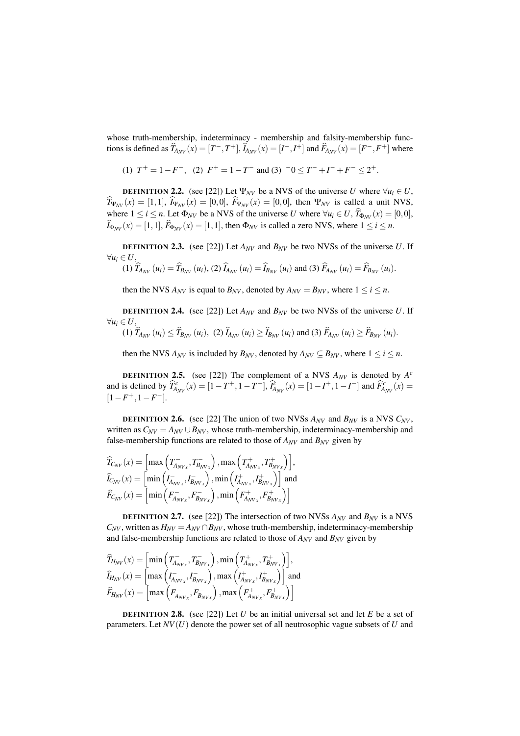whose truth-membership, indeterminacy - membership and falsity-membership functions is defined as $\widehat{T}_{A_{NV}}(x) = [T^-, T^+]$, $\widehat{I}_{A_{NV}}(x) = [I^-, I^+]$ and $\widehat{F}_{A_{NV}}(x) = [F^-, F^+]$ where

(1) $T^+ = 1 - F^-$, (2) $F^+ = 1 - T^-$ and (3) $^-0 \leq T^- + I^- + F^- \leq 2^+$.

**DEFINITION 2.2.** (see [22]) Let $\Psi_{NV}$ be a NVS of the universe $U$ where $\forall u_i \in U$, $\widehat{T}_{\Psi_{NV}}(x) = [1,1]$, $\widehat{I}_{\Psi_{NV}}(x) = [0,0]$, $\widehat{F}_{\Psi_{NV}}(x) = [0,0]$, then $\Psi_{NV}$ is called a unit NVS, where $1 \leq i \leq n$. Let $\Phi_{NV}$ be a NVS of the universe $U$ where $\forall u_i \in U$, $\widehat{T}_{\Phi_{NV}}(x) = [0,0]$, $\widehat{I}_{\Phi_{NV}}(x) = [1,1]$, $\widehat{F}_{\Phi_{NV}}(x) = [1,1]$, then $\Phi_{NV}$ is called a zero NVS, where $1 \leq i \leq n$.

**DEFINITION 2.3.** (see [22]) Let $A_{NV}$ and $B_{NV}$ be two NVSs of the universe $U$. If $\forall u_i \in U$,

(1) $\widehat{T}_{A_{NV}}(u_i) = \widehat{T}_{B_{NV}}(u_i)$, (2) $\widehat{I}_{A_{NV}}(u_i) = \widehat{I}_{B_{NV}}(u_i)$ and (3) $\widehat{F}_{A_{NV}}(u_i) = \widehat{F}_{B_{NV}}(u_i)$.

then the NVS $A_{NV}$ is equal to $B_{NV}$, denoted by $A_{NV} = B_{NV}$, where $1 \leq i \leq n$.

**DEFINITION 2.4.** (see [22]) Let $A_{NV}$ and $B_{NV}$ be two NVSs of the universe $U$. If $\forall u_i \in U$,

(1) $\widehat{T}_{A_{NV}}(u_i) \leq \widehat{T}_{B_{NV}}(u_i)$, (2) $\widehat{I}_{A_{NV}}(u_i) \geq \widehat{I}_{B_{NV}}(u_i)$ and (3) $\widehat{F}_{A_{NV}}(u_i) \geq \widehat{F}_{B_{NV}}(u_i)$.

then the NVS $A_{NV}$ is included by $B_{NV}$, denoted by $A_{NV} \subseteq B_{NV}$, where $1 \leq i \leq n$.

**DEFINITION 2.5.** (see [22]) The complement of a NVS $A_{NV}$ is denoted by $A^c$ and is defined by $\widehat{T}^c_{A_{NV}}(x) = [1 - T^+, 1 - T^-]$, $\widehat{I}^c_{A_{NV}}(x) = [1 - I^+, 1 - I^-]$ and $\widehat{F}^c_{A_{NV}}(x) = [1 - F^+, 1 - F^-]$.

**DEFINITION 2.6.** (see [22] The union of two NVSs $A_{NV}$ and $B_{NV}$ is a NVS $C_{NV}$, written as $C_{NV} = A_{NV} \cup B_{NV}$, whose truth-membership, indeterminacy-membership and false-membership functions are related to those of $A_{NV}$ and $B_{NV}$ given by

$$
\begin{aligned}
\widehat{T}_{C_{NV}}(x) &= \left[\max\left(T^-_{A_{NV}x}, T^-_{B_{NV}x}\right), \max\left(T^+_{A_{NV}x}, T^+_{B_{NV}x}\right)\right], \\
\widehat{I}_{C_{NV}}(x) &= \left[\min\left(I^-_{A_{NV}x}, I^-_{B_{NV}x}\right), \min\left(I^+_{A_{NV}x}, I^+_{B_{NV}x}\right)\right] \text{ and} \\
\widehat{F}_{C_{NV}}(x) &= \left[\min\left(F^-_{A_{NV}x}, F^-_{B_{NV}x}\right), \min\left(F^+_{A_{NV}x}, F^+_{B_{NV}x}\right)\right]
\end{aligned}
$$

**DEFINITION 2.7.** (see [22]) The intersection of two NVSs $A_{NV}$ and $B_{NV}$ is a NVS $C_{NV}$, written as $H_{NV} = A_{NV} \cap B_{NV}$, whose truth-membership, indeterminacy-membership and false-membership functions are related to those of $A_{NV}$ and $B_{NV}$ given by

$$
\begin{aligned}
\widehat{T}_{H_{NV}}(x) &= \left[\min\left(T^-_{A_{NV}x}, T^-_{B_{NV}x}\right), \min\left(T^+_{A_{NV}x}, T^+_{B_{NV}x}\right)\right], \\
\widehat{I}_{H_{NV}}(x) &= \left[\max\left(I^-_{A_{NV}x}, I^-_{B_{NV}x}\right), \max\left(I^+_{A_{NV}x}, I^+_{B_{NV}x}\right)\right] \text{ and} \\
\widehat{F}_{H_{NV}}(x) &= \left[\max\left(F^-_{A_{NV}x}, F^-_{B_{NV}x}\right), \max\left(F^+_{A_{NV}x}, F^+_{B_{NV}x}\right)\right]
\end{aligned}
$$

**DEFINITION 2.8.** (see [22]) Let $U$ be an initial universal set and let $E$ be a set of parameters. Let $NV(U)$ denote the power set of all neutrosophic vague subsets of $U$ and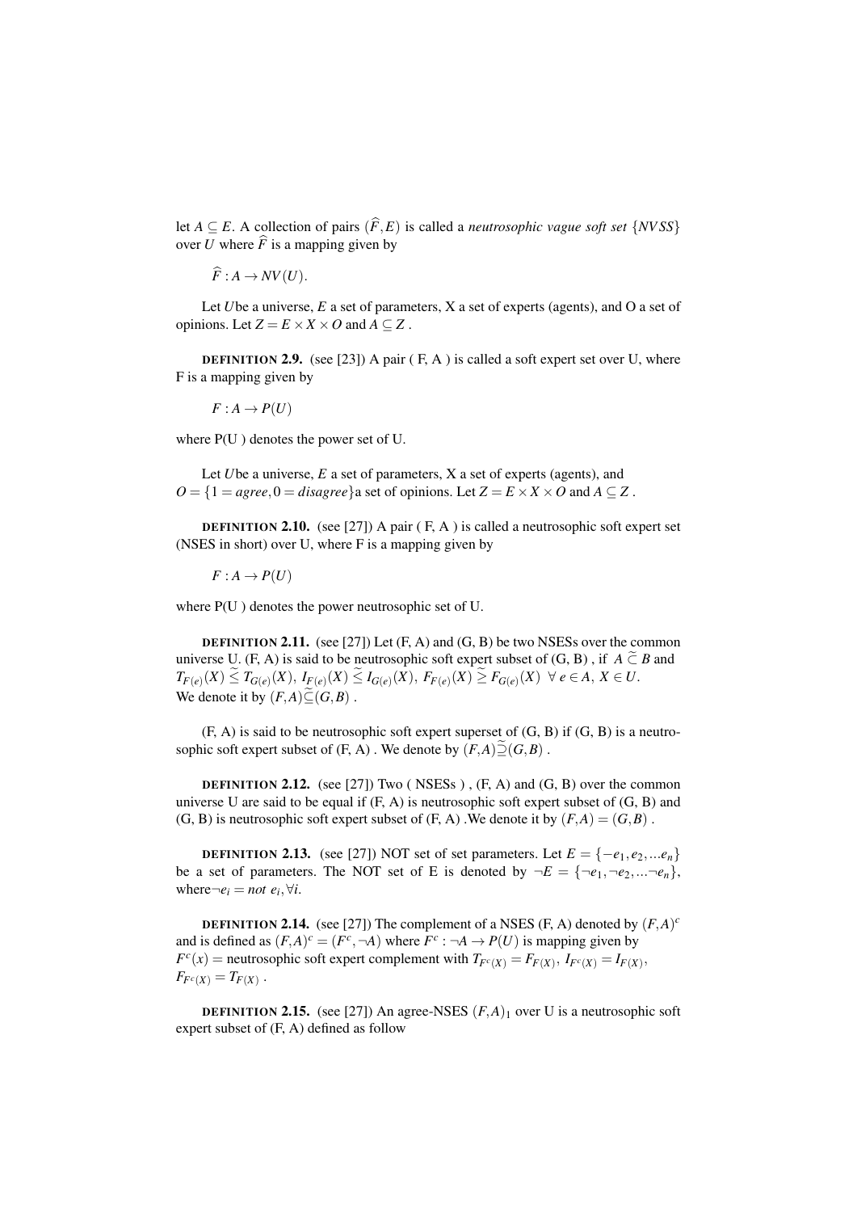let $A \subseteq E$. A collection of pairs $(\widehat{F}, E)$ is called a *neutrosophic vague soft set* $\{NVSS\}$ over $U$ where $\widehat{F}$ is a mapping given by

$$\widehat{F} : A \to NV(U).$$

Let $U$be a universe, $E$ a set of parameters, X a set of experts (agents), and O a set of opinions. Let $Z = E \times X \times O$ and $A \subseteq Z$ .

**DEFINITION 2.9.** (see [23]) A pair ( F, A ) is called a soft expert set over U, where F is a mapping given by

$$F : A \to P(U)$$

where P(U ) denotes the power set of U.

Let $U$be a universe, $E$ a set of parameters, X a set of experts (agents), and $O = \{1 = agree, 0 = disagree\}$a set of opinions. Let $Z = E \times X \times O$ and $A \subseteq Z$ .

**DEFINITION 2.10.** (see [27]) A pair ( F, A ) is called a neutrosophic soft expert set (NSES in short) over U, where F is a mapping given by

$$F : A \to P(U)$$

where P(U ) denotes the power neutrosophic set of U.

**DEFINITION 2.11.** (see [27]) Let (F, A) and (G, B) be two NSESs over the common universe U. (F, A) is said to be neutrosophic soft expert subset of (G, B) , if $A \tilde{\subset} B$ and $T_{F(e)}(X) \tilde{\leq} T_{G(e)}(X),\ I_{F(e)}(X) \tilde{\leq} I_{G(e)}(X),\ F_{F(e)}(X) \tilde{\geq} F_{G(e)}(X)\ \ \forall\ e \in A,\ X \in U.$
We denote it by $(F,A)\tilde{\subseteq}(G,B)$ .

(F, A) is said to be neutrosophic soft expert superset of (G, B) if (G, B) is a neutrosophic soft expert subset of (F, A) . We denote by $(F,A)\tilde{\supseteq}(G,B)$ .

**DEFINITION 2.12.** (see [27]) Two ( NSESs ) , (F, A) and (G, B) over the common universe U are said to be equal if (F, A) is neutrosophic soft expert subset of (G, B) and (G, B) is neutrosophic soft expert subset of (F, A) .We denote it by $(F,A) = (G,B)$ .

**DEFINITION 2.13.** (see [27]) NOT set of set parameters. Let $E = \{-e_1, e_2, ...e_n\}$ be a set of parameters. The NOT set of E is denoted by $\neg E = \{\neg e_1, \neg e_2, ...\neg e_n\}$, where$\neg e_i = not\ e_i, \forall i$.

**DEFINITION 2.14.** (see [27]) The complement of a NSES (F, A) denoted by $(F,A)^c$ and is defined as $(F,A)^c = (F^c, \neg A)$ where $F^c : \neg A \to P(U)$ is mapping given by
$F^c(x) =$ neutrosophic soft expert complement with $T_{F^c(X)} = F_{F(X)},\ I_{F^c(X)} = I_{F(X)},$
$F_{F^c(X)} = T_{F(X)}$ .

**DEFINITION 2.15.** (see [27]) An agree-NSES $(F,A)_1$ over U is a neutrosophic soft expert subset of (F, A) defined as follow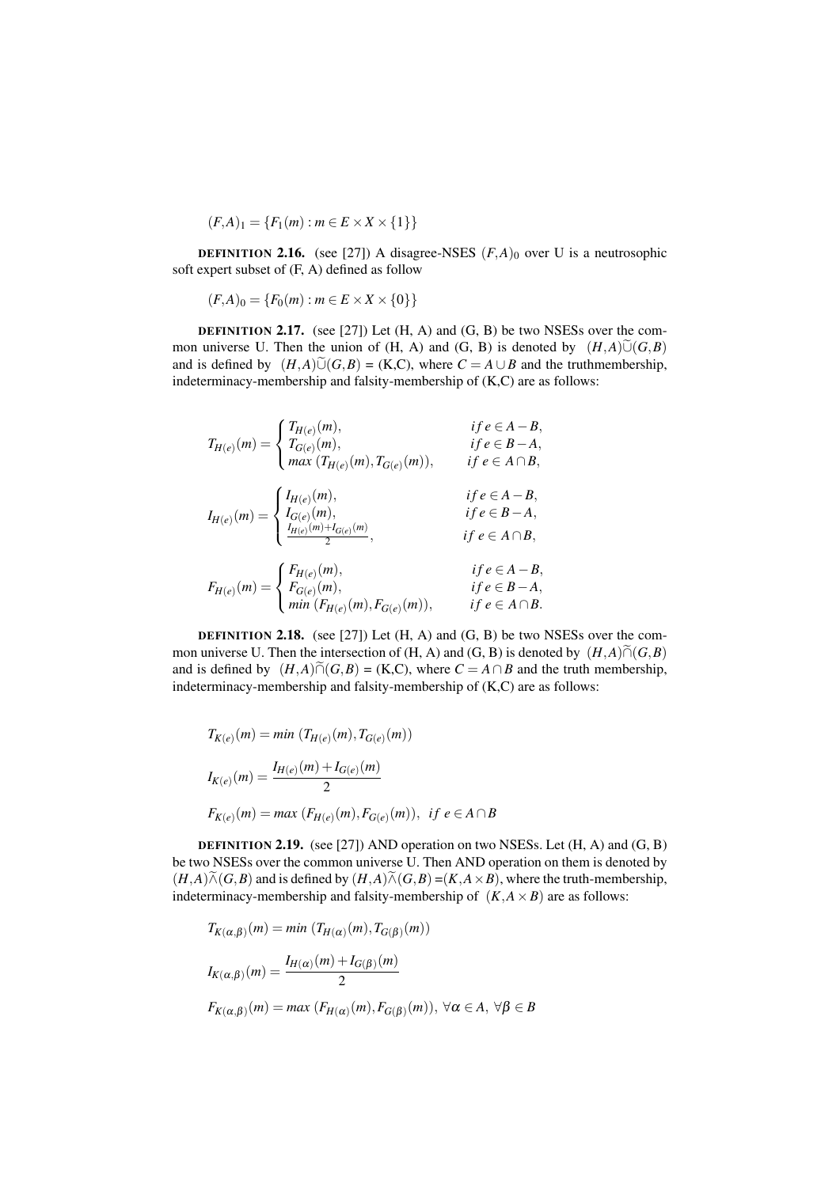$$(F,A)_1 = \{F_1(m) : m \in E \times X \times \{1\}\}$$

**DEFINITION 2.16.** (see [27]) A disagree-NSES $(F,A)_0$ over U is a neutrosophic soft expert subset of (F, A) defined as follow

$$(F,A)_0 = \{F_0(m) : m \in E \times X \times \{0\}\}$$

**DEFINITION 2.17.** (see [27]) Let (H, A) and (G, B) be two NSESs over the common universe U. Then the union of (H, A) and (G, B) is denoted by $(H,A)\widetilde{\cup}(G,B)$ and is defined by $(H,A)\widetilde{\cup}(G,B)$ = (K,C), where $C = A \cup B$ and the truthmembership, indeterminacy-membership and falsity-membership of (K,C) are as follows:

$$T_{H(e)}(m) = \begin{cases} T_{H(e)}(m), & if\, e \in A - B, \\ T_{G(e)}(m), & if\, e \in B - A, \\ max\,(T_{H(e)}(m), T_{G(e)}(m)), & if\ e \in A \cap B, \end{cases}$$

$$I_{H(e)}(m) = \begin{cases} I_{H(e)}(m), & if\, e \in A - B, \\ I_{G(e)}(m), & if\, e \in B - A, \\ \frac{I_{H(e)}(m) + I_{G(e)}(m)}{2}, & if\ e \in A \cap B, \end{cases}$$

$$F_{H(e)}(m) = \begin{cases} F_{H(e)}(m), & if\, e \in A - B, \\ F_{G(e)}(m), & if\, e \in B - A, \\ min\,(F_{H(e)}(m), F_{G(e)}(m)), & if\ e \in A \cap B. \end{cases}$$

**DEFINITION 2.18.** (see [27]) Let (H, A) and (G, B) be two NSESs over the common universe U. Then the intersection of (H, A) and (G, B) is denoted by $(H,A)\widetilde{\cap}(G,B)$ and is defined by $(H,A)\widetilde{\cap}(G,B)$ = (K,C), where $C = A \cap B$ and the truth membership, indeterminacy-membership and falsity-membership of (K,C) are as follows:

$$T_{K(e)}(m) = min\,(T_{H(e)}(m), T_{G(e)}(m))$$

$$I_{K(e)}(m) = \frac{I_{H(e)}(m) + I_{G(e)}(m)}{2}$$

$$F_{K(e)}(m) = max\,(F_{H(e)}(m), F_{G(e)}(m)), \ \ if\ e \in A \cap B$$

**DEFINITION 2.19.** (see [27]) AND operation on two NSESs. Let (H, A) and (G, B) be two NSESs over the common universe U. Then AND operation on them is denoted by $(H,A)\widetilde{\wedge}(G,B)$ and is defined by $(H,A)\widetilde{\wedge}(G,B) = (K, A \times B)$, where the truth-membership, indeterminacy-membership and falsity-membership of $(K, A \times B)$ are as follows:

$$T_{K(\alpha,\beta)}(m) = min\,(T_{H(\alpha)}(m), T_{G(\beta)}(m))$$

$$I_{K(\alpha,\beta)}(m) = \frac{I_{H(\alpha)}(m) + I_{G(\beta)}(m)}{2}$$

$$F_{K(\alpha,\beta)}(m) = max\,(F_{H(\alpha)}(m), F_{G(\beta)}(m)),\ \forall \alpha \in A,\ \forall \beta \in B$$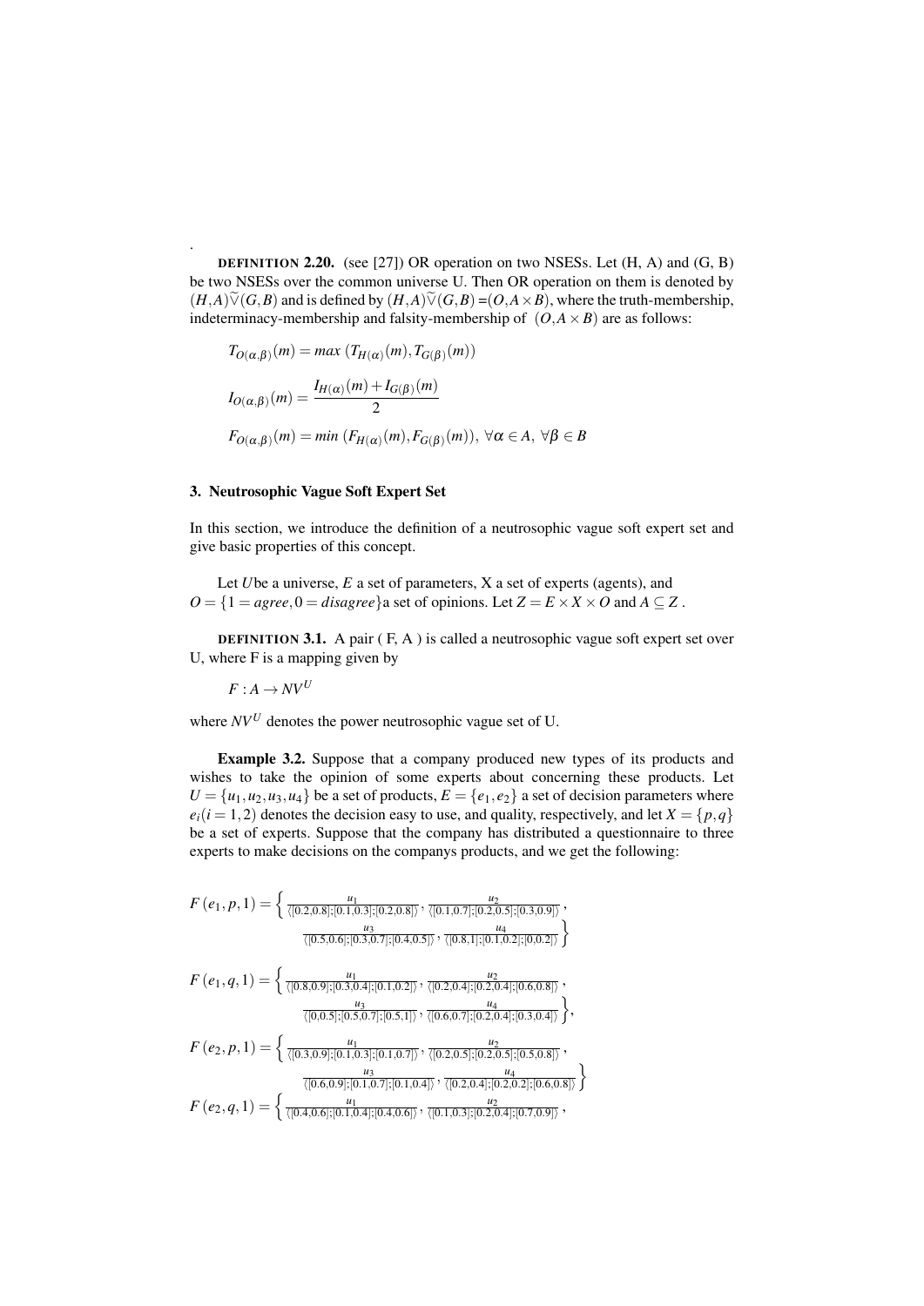.

**DEFINITION 2.20.** (see [27]) OR operation on two NSESs. Let (H, A) and (G, B) be two NSESs over the common universe U. Then OR operation on them is denoted by $(H,A)\widetilde{\vee}(G,B)$ and is defined by $(H,A)\widetilde{\vee}(G,B)=(O,A\times B)$, where the truth-membership, indeterminacy-membership and falsity-membership of $(O,A\times B)$ are as follows:

$$T_{O(\alpha,\beta)}(m) = max\ (T_{H(\alpha)}(m), T_{G(\beta)}(m))$$

$$I_{O(\alpha,\beta)}(m) = \frac{I_{H(\alpha)}(m) + I_{G(\beta)}(m)}{2}$$

$$F_{O(\alpha,\beta)}(m) = min\ (F_{H(\alpha)}(m), F_{G(\beta)}(m)),\ \forall \alpha \in A,\ \forall \beta \in B$$

## 3. Neutrosophic Vague Soft Expert Set

In this section, we introduce the definition of a neutrosophic vague soft expert set and give basic properties of this concept.

Let $U$be a universe, $E$ a set of parameters, X a set of experts (agents), and $O = \{1 = agree, 0 = disagree\}$a set of opinions. Let $Z = E \times X \times O$ and $A \subseteq Z$ .

**DEFINITION 3.1.** A pair ( F, A ) is called a neutrosophic vague soft expert set over U, where F is a mapping given by

$$F : A \rightarrow NV^U$$

where $NV^U$ denotes the power neutrosophic vague set of U.

**Example 3.2.** Suppose that a company produced new types of its products and wishes to take the opinion of some experts about concerning these products. Let $U = \{u_1, u_2, u_3, u_4\}$ be a set of products, $E = \{e_1, e_2\}$ a set of decision parameters where $e_i (i = 1, 2)$ denotes the decision easy to use, and quality, respectively, and let $X = \{p, q\}$ be a set of experts. Suppose that the company has distributed a questionnaire to three experts to make decisions on the companys products, and we get the following:

$$F(e_1, p, 1) = \left\{ \frac{u_1}{\langle[0.2,0.8];[0.1,0.3];[0.2,0.8]\rangle}, \frac{u_2}{\langle[0.1,0.7];[0.2,0.5];[0.3,0.9]\rangle}, \frac{u_3}{\langle[0.5,0.6];[0.3,0.7];[0.4,0.5]\rangle}, \frac{u_4}{\langle[0.8,1];[0.1,0.2];[0,0.2]\rangle} \right\}$$

$$F(e_1, q, 1) = \left\{ \frac{u_1}{\langle[0.8,0.9];[0.3,0.4];[0.1,0.2]\rangle}, \frac{u_2}{\langle[0.2,0.4];[0.2,0.4];[0.6,0.8]\rangle}, \frac{u_3}{\langle[0,0.5];[0.5,0.7];[0.5,1]\rangle}, \frac{u_4}{\langle[0.6,0.7];[0.2,0.4];[0.3,0.4]\rangle} \right\},$$

$$F(e_2, p, 1) = \left\{ \frac{u_1}{\langle[0.3,0.9];[0.1,0.3];[0.1,0.7]\rangle}, \frac{u_2}{\langle[0.2,0.5];[0.2,0.5];[0.5,0.8]\rangle}, \frac{u_3}{\langle[0.6,0.9];[0.1,0.7];[0.1,0.4]\rangle}, \frac{u_4}{\langle[0.2,0.4];[0.2,0.2];[0.6,0.8]\rangle} \right\}$$

$$F(e_2, q, 1) = \left\{ \frac{u_1}{\langle[0.4,0.6];[0.1,0.4];[0.4,0.6]\rangle}, \frac{u_2}{\langle[0.1,0.3];[0.2,0.4];[0.7,0.9]\rangle}, \right.$$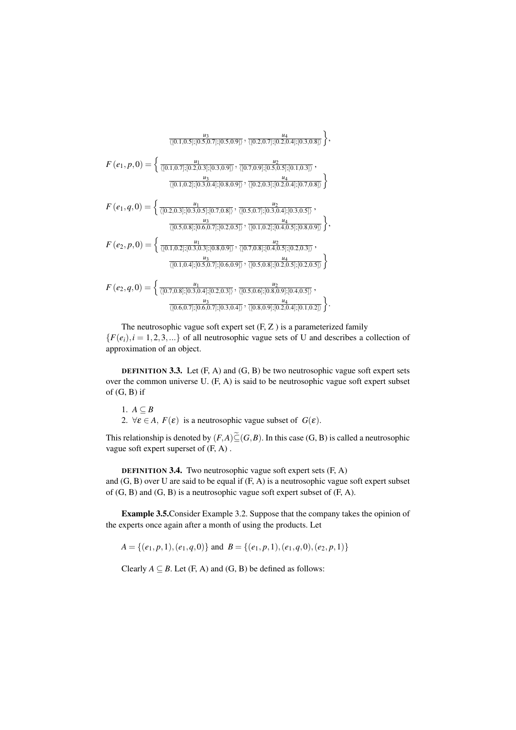$$\frac{u_3}{\langle[0.1,0.5];[0.5,0.7];[0.5,0.9]\rangle}, \frac{u_4}{\langle[0.2,0.7];[0.2,0.4];[0.3,0.8]\rangle}\Bigg\},$$

$$F(e_1,p,0) = \Bigg\{ \frac{u_1}{\langle[0.1,0.7];[0.2,0.3];[0.3,0.9]\rangle}, \frac{u_2}{\langle[0.7,0.9];[0.5,0.5];[0.1,0.3]\rangle}, \frac{u_3}{\langle[0.1,0.2];[0.3,0.4];[0.8,0.9]\rangle}, \frac{u_4}{\langle[0.2,0.3];[0.2,0.4];[0.7,0.8]\rangle}\Bigg\}$$

$$F(e_1,q,0) = \Bigg\{ \frac{u_1}{\langle[0.2,0.3];[0.3,0.5];[0.7,0.8]\rangle}, \frac{u_2}{\langle[0.5,0.7];[0.3,0.4];[0.3,0.5]\rangle}, \frac{u_3}{\langle[0.5,0.8];[0.6,0.7];[0.2,0.5]\rangle}, \frac{u_4}{\langle[0.1,0.2];[0.4,0.5];[0.8,0.9]\rangle}\Bigg\},$$

$$F(e_2,p,0) = \Bigg\{ \frac{u_1}{\langle[0.1,0.2];[0.3,0.3];[0.8,0.9]\rangle}, \frac{u_2}{\langle[0.7,0.8];[0.4,0.5];[0.2,0.3]\rangle}, \frac{u_3}{\langle[0.1,0.4];[0.5,0.7];[0.6,0.9]\rangle}, \frac{u_4}{\langle[0.5,0.8];[0.2,0.5];[0.2,0.5]\rangle}\Bigg\}$$

$$F(e_2,q,0) = \Bigg\{ \frac{u_1}{\langle[0.7,0.8];[0.3,0.4];[0.2,0.3]\rangle}, \frac{u_2}{\langle[0.5,0.6];[0.8,0.9];[0.4,0.5]\rangle}, \frac{u_3}{\langle[0.6,0.7];[0.6,0.7];[0.3,0.4]\rangle}, \frac{u_4}{\langle[0.8,0.9];[0.2,0.4];[0.1,0.2]\rangle}\Bigg\}.$$

The neutrosophic vague soft expert set (F, Z ) is a parameterized family $\{F(e_i), i = 1,2,3,...\}$ of all neutrosophic vague sets of U and describes a collection of approximation of an object.

**DEFINITION 3.3.** Let (F, A) and (G, B) be two neutrosophic vague soft expert sets over the common universe U. (F, A) is said to be neutrosophic vague soft expert subset of (G, B) if

1. $A \subseteq B$
2. $\forall \varepsilon \in A,\ F(\varepsilon)$ is a neutrosophic vague subset of $G(\varepsilon)$.

This relationship is denoted by $(F,A)\widetilde{\subseteq}(G,B)$. In this case (G, B) is called a neutrosophic vague soft expert superset of (F, A) .

**DEFINITION 3.4.** Two neutrosophic vague soft expert sets (F, A) and (G, B) over U are said to be equal if (F, A) is a neutrosophic vague soft expert subset of (G, B) and (G, B) is a neutrosophic vague soft expert subset of (F, A).

**Example 3.5.** Consider Example 3.2. Suppose that the company takes the opinion of the experts once again after a month of using the products. Let

$A = \{(e_1, p, 1), (e_1, q, 0)\}$ and $B = \{(e_1, p, 1), (e_1, q, 0), (e_2, p, 1)\}$

Clearly $A \subseteq B$. Let (F, A) and (G, B) be defined as follows: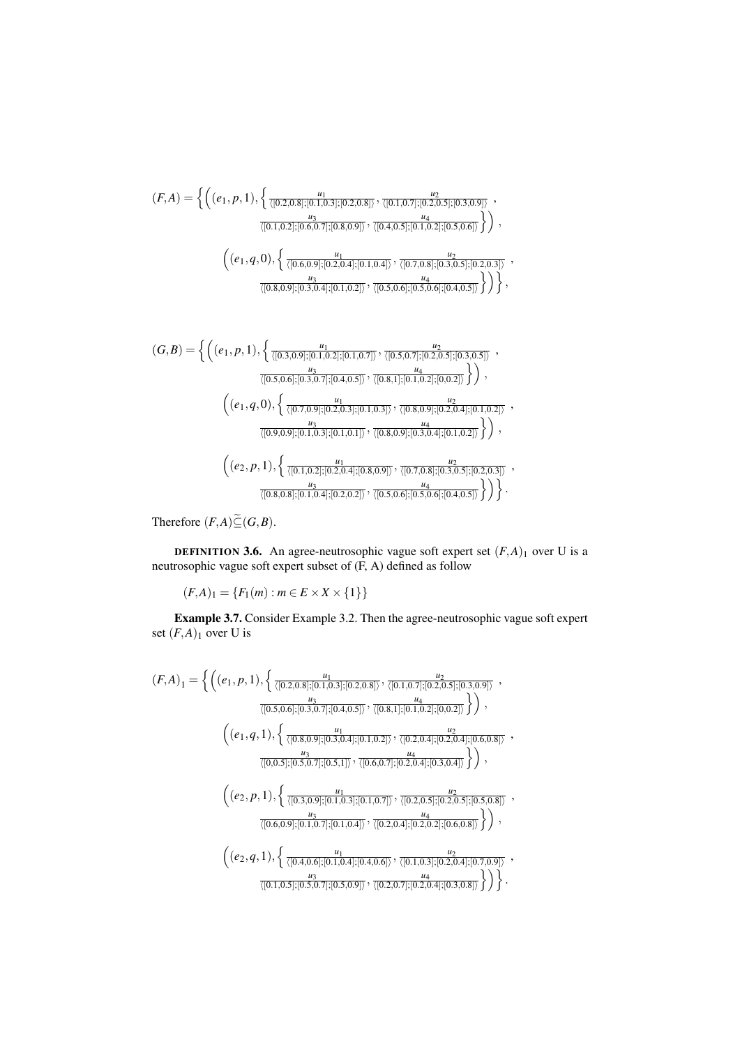$$
(F,A) = \Big\{ \Big( (e_1,p,1), \Big\{ \frac{u_1}{\langle[0.2,0.8];[0.1,0.3];[0.2,0.8]\rangle}, \frac{u_2}{\langle[0.1,0.7];[0.2,0.5];[0.3,0.9]\rangle}, \frac{u_3}{\langle[0.1,0.2];[0.6,0.7];[0.8,0.9]\rangle}, \frac{u_4}{\langle[0.4,0.5];[0.1,0.2];[0.5,0.6]\rangle} \Big\} \Big),
$$

$$
\Big( (e_1,q,0), \Big\{ \frac{u_1}{\langle[0.6,0.9];[0.2,0.4];[0.1,0.4]\rangle}, \frac{u_2}{\langle[0.7,0.8];[0.3,0.5];[0.2,0.3]\rangle}, \frac{u_3}{\langle[0.8,0.9];[0.3,0.4];[0.1,0.2]\rangle}, \frac{u_4}{\langle[0.5,0.6];[0.5,0.6];[0.4,0.5]\rangle} \Big\} \Big) \Big\},
$$

$$
(G,B) = \Big\{ \Big( (e_1,p,1), \Big\{ \frac{u_1}{\langle[0.3,0.9];[0.1,0.2];[0.1,0.7]\rangle}, \frac{u_2}{\langle[0.5,0.7];[0.2,0.5];[0.3,0.5]\rangle}, \frac{u_3}{\langle[0.5,0.6];[0.3,0.7];[0.4,0.5]\rangle}, \frac{u_4}{\langle[0.8,1];[0.1,0.2];[0,0.2]\rangle} \Big\} \Big),
$$

$$
\Big( (e_1,q,0), \Big\{ \frac{u_1}{\langle[0.7,0.9];[0.2,0.3];[0.1,0.3]\rangle}, \frac{u_2}{\langle[0.8,0.9];[0.2,0.4];[0.1,0.2]\rangle}, \frac{u_3}{\langle[0.9,0.9];[0.1,0.3];[0.1,0.1]\rangle}, \frac{u_4}{\langle[0.8,0.9];[0.3,0.4];[0.1,0.2]\rangle} \Big\} \Big),
$$

$$
\Big( (e_2,p,1), \Big\{ \frac{u_1}{\langle[0.1,0.2];[0.2,0.4];[0.8,0.9]\rangle}, \frac{u_2}{\langle[0.7,0.8];[0.3,0.5];[0.2,0.3]\rangle}, \frac{u_3}{\langle[0.8,0.8];[0.1,0.4];[0.2,0.2]\rangle}, \frac{u_4}{\langle[0.5,0.6];[0.5,0.6];[0.4,0.5]\rangle} \Big\} \Big) \Big\}.
$$

Therefore $(F,A)\widetilde{\subseteq}(G,B)$.

**DEFINITION 3.6.** An agree-neutrosophic vague soft expert set $(F,A)_1$ over U is a neutrosophic vague soft expert subset of (F, A) defined as follow

$$
(F,A)_1 = \{F_1(m) : m \in E \times X \times \{1\}\}
$$

**Example 3.7.** Consider Example 3.2. Then the agree-neutrosophic vague soft expert set $(F,A)_1$ over U is

$$
(F,A)_1 = \Big\{ \Big( (e_1,p,1), \Big\{ \frac{u_1}{\langle[0.2,0.8];[0.1,0.3];[0.2,0.8]\rangle}, \frac{u_2}{\langle[0.1,0.7];[0.2,0.5];[0.3,0.9]\rangle}, \frac{u_3}{\langle[0.5,0.6];[0.3,0.7];[0.4,0.5]\rangle}, \frac{u_4}{\langle[0.8,1];[0.1,0.2];[0,0.2]\rangle} \Big\} \Big),
$$

$$
\Big( (e_1,q,1), \Big\{ \frac{u_1}{\langle[0.8,0.9];[0.3,0.4];[0.1,0.2]\rangle}, \frac{u_2}{\langle[0.2,0.4];[0.2,0.4];[0.6,0.8]\rangle}, \frac{u_3}{\langle[0,0.5];[0.5,0.7];[0.5,1]\rangle}, \frac{u_4}{\langle[0.6,0.7];[0.2,0.4];[0.3,0.4]\rangle} \Big\} \Big),
$$

$$
\Big( (e_2,p,1), \Big\{ \frac{u_1}{\langle[0.3,0.9];[0.1,0.3];[0.1,0.7]\rangle}, \frac{u_2}{\langle[0.2,0.5];[0.2,0.5];[0.5,0.8]\rangle}, \frac{u_3}{\langle[0.6,0.9];[0.1,0.7];[0.1,0.4]\rangle}, \frac{u_4}{\langle[0.2,0.4];[0.2,0.2];[0.6,0.8]\rangle} \Big\} \Big),
$$

$$
\Big( (e_2,q,1), \Big\{ \frac{u_1}{\langle[0.4,0.6];[0.1,0.4];[0.4,0.6]\rangle}, \frac{u_2}{\langle[0.1,0.3];[0.2,0.4];[0.7,0.9]\rangle}, \frac{u_3}{\langle[0.1,0.5];[0.5,0.7];[0.5,0.9]\rangle}, \frac{u_4}{\langle[0.2,0.7];[0.2,0.4];[0.3,0.8]\rangle} \Big\} \Big) \Big\}.
$$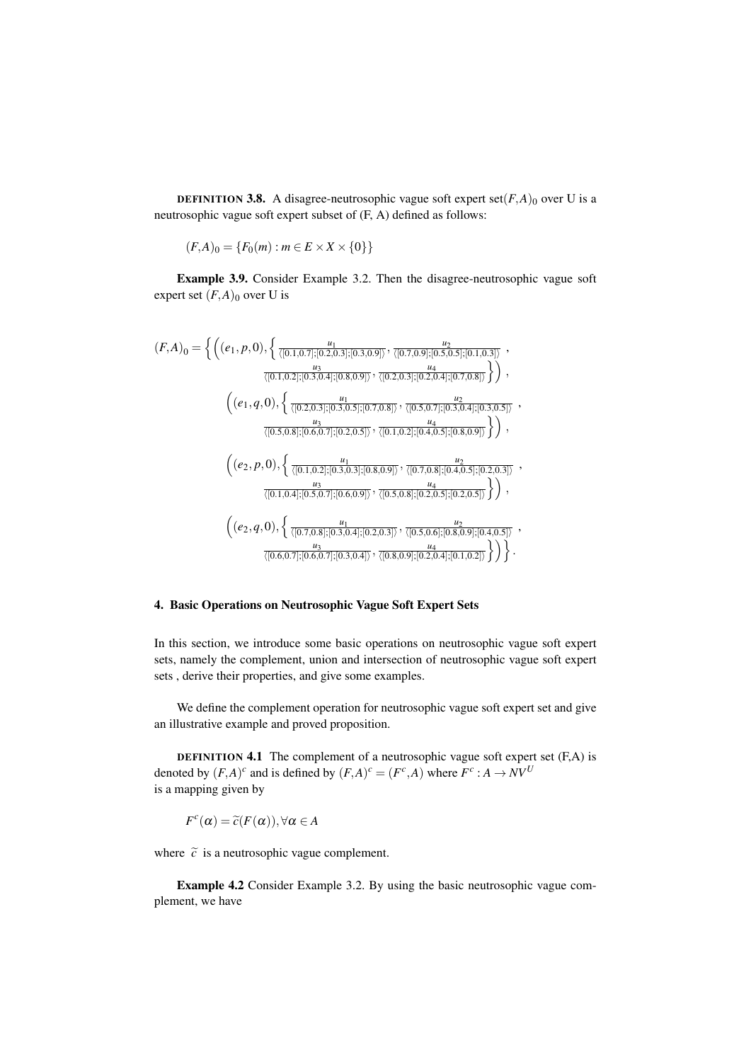**DEFINITION 3.8.** A disagree-neutrosophic vague soft expert set$(F,A)_0$ over U is a neutrosophic vague soft expert subset of (F, A) defined as follows:

$$(F,A)_0 = \{F_0(m) : m \in E \times X \times \{0\}\}$$

**Example 3.9.** Consider Example 3.2. Then the disagree-neutrosophic vague soft expert set $(F,A)_0$ over U is

$$
\begin{aligned}
(F,A)_0 = \Big\{ &\Big((e_1,p,0), \Big\{ \tfrac{u_1}{\langle[0.1,0.7];[0.2,0.3];[0.3,0.9]\rangle}, \tfrac{u_2}{\langle[0.7,0.9];[0.5,0.5];[0.1,0.3]\rangle}, \\
&\tfrac{u_3}{\langle[0.1,0.2];[0.3,0.4];[0.8,0.9]\rangle}, \tfrac{u_4}{\langle[0.2,0.3];[0.2,0.4];[0.7,0.8]\rangle} \Big\}\Big), \\
&\Big((e_1,q,0), \Big\{ \tfrac{u_1}{\langle[0.2,0.3];[0.3,0.5];[0.7,0.8]\rangle}, \tfrac{u_2}{\langle[0.5,0.7];[0.3,0.4];[0.3,0.5]\rangle}, \\
&\tfrac{u_3}{\langle[0.5,0.8];[0.6,0.7];[0.2,0.5]\rangle}, \tfrac{u_4}{\langle[0.1,0.2];[0.4,0.5];[0.8,0.9]\rangle} \Big\}\Big), \\
&\Big((e_2,p,0), \Big\{ \tfrac{u_1}{\langle[0.1,0.2];[0.3,0.3];[0.8,0.9]\rangle}, \tfrac{u_2}{\langle[0.7,0.8];[0.4,0.5];[0.2,0.3]\rangle}, \\
&\tfrac{u_3}{\langle[0.1,0.4];[0.5,0.7];[0.6,0.9]\rangle}, \tfrac{u_4}{\langle[0.5,0.8];[0.2,0.5];[0.2,0.5]\rangle} \Big\}\Big), \\
&\Big((e_2,q,0), \Big\{ \tfrac{u_1}{\langle[0.7,0.8];[0.3,0.4];[0.2,0.3]\rangle}, \tfrac{u_2}{\langle[0.5,0.6];[0.8,0.9];[0.4,0.5]\rangle}, \\
&\tfrac{u_3}{\langle[0.6,0.7];[0.6,0.7];[0.3,0.4]\rangle}, \tfrac{u_4}{\langle[0.8,0.9];[0.2,0.4];[0.1,0.2]\rangle} \Big\}\Big) \Big\}.
\end{aligned}
$$

## 4. Basic Operations on Neutrosophic Vague Soft Expert Sets

In this section, we introduce some basic operations on neutrosophic vague soft expert sets, namely the complement, union and intersection of neutrosophic vague soft expert sets , derive their properties, and give some examples.

We define the complement operation for neutrosophic vague soft expert set and give an illustrative example and proved proposition.

**DEFINITION 4.1** The complement of a neutrosophic vague soft expert set (F,A) is denoted by $(F,A)^c$ and is defined by $(F,A)^c = (F^c,A)$ where $F^c : A \to NV^U$ is a mapping given by

$$F^c(\alpha) = \widetilde{c}(F(\alpha)), \forall \alpha \in A$$

where $\widetilde{c}$ is a neutrosophic vague complement.

**Example 4.2** Consider Example 3.2. By using the basic neutrosophic vague complement, we have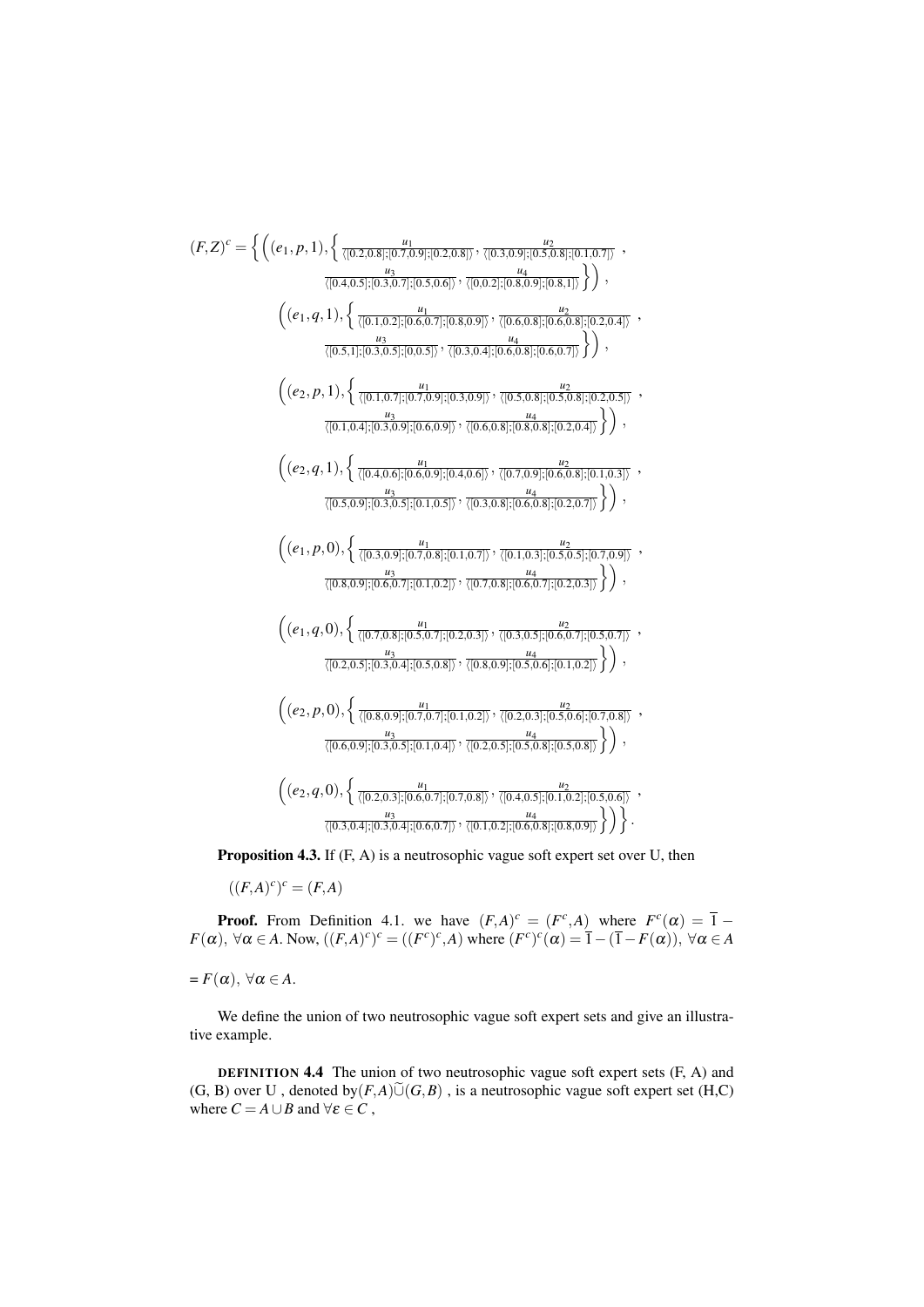$$(F,Z)^c = \Big\{ \Big( (e_1,p,1), \Big\{ \frac{u_1}{\langle[0.2,0.8];[0.7,0.9];[0.2,0.8]\rangle}, \frac{u_2}{\langle[0.3,0.9];[0.5,0.8];[0.1,0.7]\rangle}, \frac{u_3}{\langle[0.4,0.5];[0.3,0.7];[0.5,0.6]\rangle}, \frac{u_4}{\langle[0,0.2];[0.8,0.9];[0.8,1]\rangle} \Big\} \Big),$$

$$\Big( (e_1,q,1), \Big\{ \frac{u_1}{\langle[0.1,0.2];[0.6,0.7];[0.8,0.9]\rangle}, \frac{u_2}{\langle[0.6,0.8];[0.6,0.8];[0.2,0.4]\rangle}, \frac{u_3}{\langle[0.5,1];[0.3,0.5];[0,0.5]\rangle}, \frac{u_4}{\langle[0.3,0.4];[0.6,0.8];[0.6,0.7]\rangle} \Big\} \Big),$$

$$\Big( (e_2,p,1), \Big\{ \frac{u_1}{\langle[0.1,0.7];[0.7,0.9];[0.3,0.9]\rangle}, \frac{u_2}{\langle[0.5,0.8];[0.5,0.8];[0.2,0.5]\rangle}, \frac{u_3}{\langle[0.1,0.4];[0.3,0.9];[0.6,0.9]\rangle}, \frac{u_4}{\langle[0.6,0.8];[0.8,0.8];[0.2,0.4]\rangle} \Big\} \Big),$$

$$\Big( (e_2,q,1), \Big\{ \frac{u_1}{\langle[0.4,0.6];[0.6,0.9];[0.4,0.6]\rangle}, \frac{u_2}{\langle[0.7,0.9];[0.6,0.8];[0.1,0.3]\rangle}, \frac{u_3}{\langle[0.5,0.9];[0.3,0.5];[0.1,0.5]\rangle}, \frac{u_4}{\langle[0.3,0.8];[0.6,0.8];[0.2,0.7]\rangle} \Big\} \Big),$$

$$\Big( (e_1,p,0), \Big\{ \frac{u_1}{\langle[0.3,0.9];[0.7,0.8];[0.1,0.7]\rangle}, \frac{u_2}{\langle[0.1,0.3];[0.5,0.5];[0.7,0.9]\rangle}, \frac{u_3}{\langle[0.8,0.9];[0.6,0.7];[0.1,0.2]\rangle}, \frac{u_4}{\langle[0.7,0.8];[0.6,0.7];[0.2,0.3]\rangle} \Big\} \Big),$$

$$\Big( (e_1,q,0), \Big\{ \frac{u_1}{\langle[0.7,0.8];[0.5,0.7];[0.2,0.3]\rangle}, \frac{u_2}{\langle[0.3,0.5];[0.6,0.7];[0.5,0.7]\rangle}, \frac{u_3}{\langle[0.2,0.5];[0.3,0.4];[0.5,0.8]\rangle}, \frac{u_4}{\langle[0.8,0.9];[0.5,0.6];[0.1,0.2]\rangle} \Big\} \Big),$$

$$\Big( (e_2,p,0), \Big\{ \frac{u_1}{\langle[0.8,0.9];[0.7,0.7];[0.1,0.2]\rangle}, \frac{u_2}{\langle[0.2,0.3];[0.5,0.6];[0.7,0.8]\rangle}, \frac{u_3}{\langle[0.6,0.9];[0.3,0.5];[0.1,0.4]\rangle}, \frac{u_4}{\langle[0.2,0.5];[0.5,0.8];[0.5,0.8]\rangle} \Big\} \Big),$$

$$\Big( (e_2,q,0), \Big\{ \frac{u_1}{\langle[0.2,0.3];[0.6,0.7];[0.7,0.8]\rangle}, \frac{u_2}{\langle[0.4,0.5];[0.1,0.2];[0.5,0.6]\rangle}, \frac{u_3}{\langle[0.3,0.4];[0.3,0.4];[0.6,0.7]\rangle}, \frac{u_4}{\langle[0.1,0.2];[0.6,0.8];[0.8,0.9]\rangle} \Big\} \Big) \Big\}.$$

**Proposition 4.3.** If (F, A) is a neutrosophic vague soft expert set over U, then

$((F,A)^c)^c = (F,A)$

**Proof.** From Definition 4.1. we have $(F,A)^c = (F^c,A)$ where $F^c(\alpha) = \overline{1} - F(\alpha),\ \forall \alpha \in A$. Now, $((F,A)^c)^c = ((F^c)^c,A)$ where $(F^c)^c(\alpha) = \overline{1} - (\overline{1} - F(\alpha)),\ \forall \alpha \in A$

$= F(\alpha),\ \forall \alpha \in A$.

We define the union of two neutrosophic vague soft expert sets and give an illustrative example.

**DEFINITION 4.4** The union of two neutrosophic vague soft expert sets (F, A) and (G, B) over U , denoted by$(F,A)\widetilde{\cup}(G,B)$ , is a neutrosophic vague soft expert set (H,C) where $C = A \cup B$ and $\forall \varepsilon \in C$ ,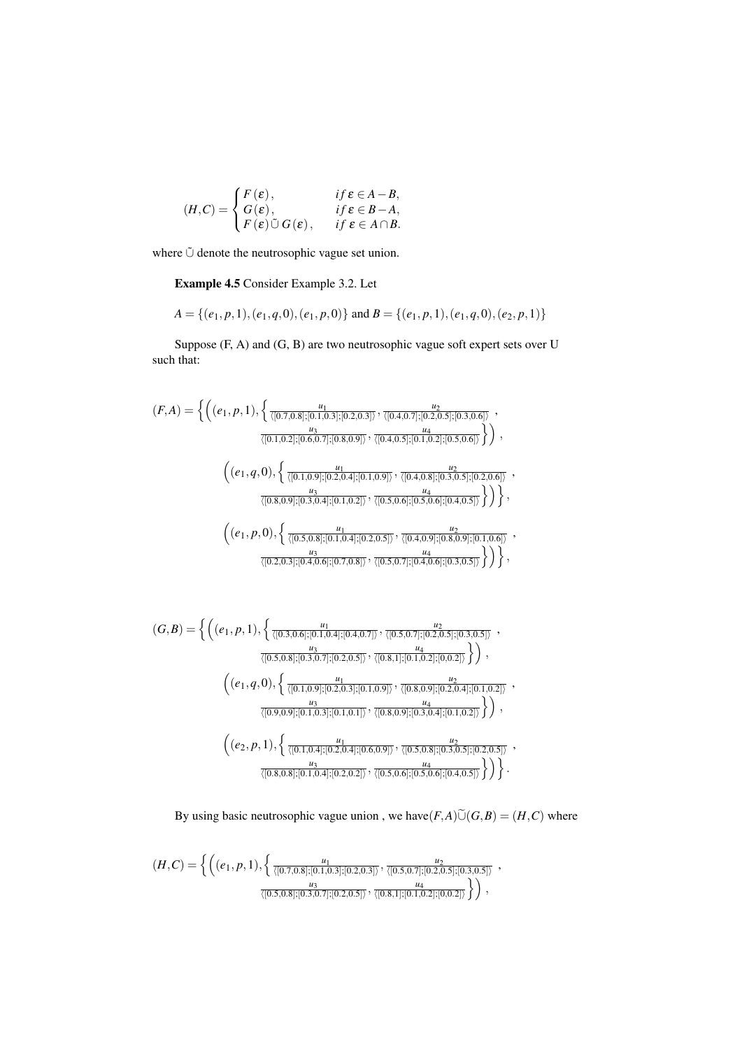$$(H,C)=\begin{cases} F(\varepsilon), & if\,\varepsilon \in A-B, \\ G(\varepsilon), & if\,\varepsilon \in B-A, \\ F(\varepsilon)\tilde{\cup}\, G(\varepsilon), & if\;\varepsilon \in A\cap B. \end{cases}$$

where $\tilde{\cup}$ denote the neutrosophic vague set union.

**Example 4.5** Consider Example 3.2. Let

$$A=\{(e_1,p,1),(e_1,q,0),(e_1,p,0)\} \text{ and } B=\{(e_1,p,1),(e_1,q,0),(e_2,p,1)\}$$

Suppose (F, A) and (G, B) are two neutrosophic vague soft expert sets over U such that:

$$(F,A)=\Big\{\Big((e_1,p,1),\Big\{\tfrac{u_1}{\langle[0.7,0.8];[0.1,0.3];[0.2,0.3]\rangle},\tfrac{u_2}{\langle[0.4,0.7];[0.2,0.5];[0.3,0.6]\rangle},\tfrac{u_3}{\langle[0.1,0.2];[0.6,0.7];[0.8,0.9]\rangle},\tfrac{u_4}{\langle[0.4,0.5];[0.1,0.2];[0.5,0.6]\rangle}\Big\}\Big),$$

$$\Big((e_1,q,0),\Big\{\tfrac{u_1}{\langle[0.1,0.9];[0.2,0.4];[0.1,0.9]\rangle},\tfrac{u_2}{\langle[0.4,0.8];[0.3,0.5];[0.2,0.6]\rangle},\tfrac{u_3}{\langle[0.8,0.9];[0.3,0.4];[0.1,0.2]\rangle},\tfrac{u_4}{\langle[0.5,0.6];[0.5,0.6];[0.4,0.5]\rangle}\Big\}\Big)\Big\},$$

$$\Big((e_1,p,0),\Big\{\tfrac{u_1}{\langle[0.5,0.8];[0.1,0.4];[0.2,0.5]\rangle},\tfrac{u_2}{\langle[0.4,0.9];[0.8,0.9];[0.1,0.6]\rangle},\tfrac{u_3}{\langle[0.2,0.3];[0.4,0.6];[0.7,0.8]\rangle},\tfrac{u_4}{\langle[0.5,0.7];[0.4,0.6];[0.3,0.5]\rangle}\Big\}\Big)\Big\},$$

$$(G,B)=\Big\{\Big((e_1,p,1),\Big\{\tfrac{u_1}{\langle[0.3,0.6];[0.1,0.4];[0.4,0.7]\rangle},\tfrac{u_2}{\langle[0.5,0.7];[0.2,0.5];[0.3,0.5]\rangle},\tfrac{u_3}{\langle[0.5,0.8];[0.3,0.7];[0.2,0.5]\rangle},\tfrac{u_4}{\langle[0.8,1];[0.1,0.2];[0,0.2]\rangle}\Big\}\Big),$$

$$\Big((e_1,q,0),\Big\{\tfrac{u_1}{\langle[0.1,0.9];[0.2,0.3];[0.1,0.9]\rangle},\tfrac{u_2}{\langle[0.8,0.9];[0.2,0.4];[0.1,0.2]\rangle},\tfrac{u_3}{\langle[0.9,0.9];[0.1,0.3];[0.1,0.1]\rangle},\tfrac{u_4}{\langle[0.8,0.9];[0.3,0.4];[0.1,0.2]\rangle}\Big\}\Big),$$

$$\Big((e_2,p,1),\Big\{\tfrac{u_1}{\langle[0.1,0.4];[0.2,0.4];[0.6,0.9]\rangle},\tfrac{u_2}{\langle[0.5,0.8];[0.3,0.5];[0.2,0.5]\rangle},\tfrac{u_3}{\langle[0.8,0.8];[0.1,0.4];[0.2,0.2]\rangle},\tfrac{u_4}{\langle[0.5,0.6];[0.5,0.6];[0.4,0.5]\rangle}\Big\}\Big)\Big\}.$$

By using basic neutrosophic vague union , we have $(F,A)\widetilde{\cup}(G,B)=(H,C)$ where

$$(H,C)=\Big\{\Big((e_1,p,1),\Big\{\tfrac{u_1}{\langle[0.7,0.8];[0.1,0.3];[0.2,0.3]\rangle},\tfrac{u_2}{\langle[0.5,0.7];[0.2,0.5];[0.3,0.5]\rangle},\tfrac{u_3}{\langle[0.5,0.8];[0.3,0.7];[0.2,0.5]\rangle},\tfrac{u_4}{\langle[0.8,1];[0.1,0.2];[0,0.2]\rangle}\Big\}\Big),$$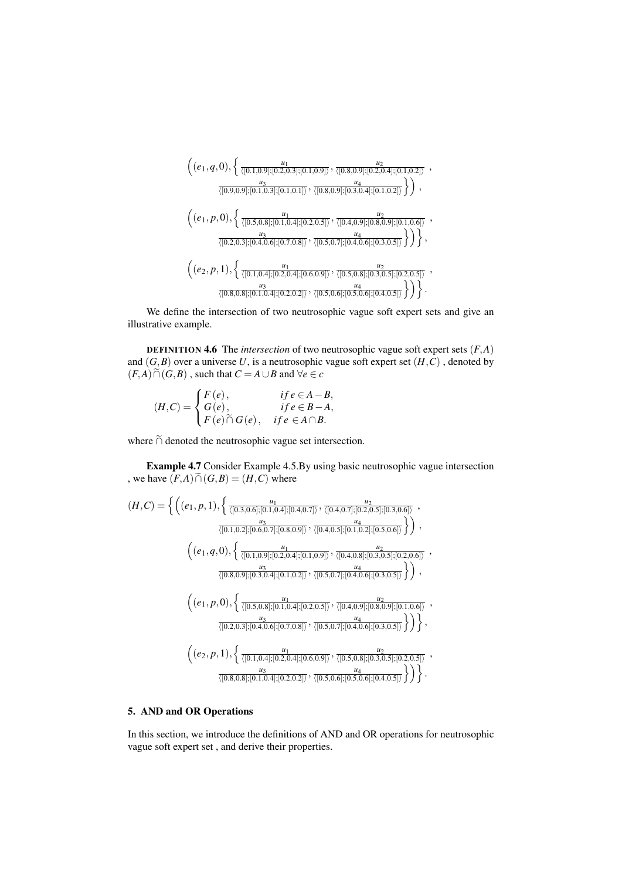$$\Big((e_1,q,0),\Big\{\frac{u_1}{\langle[0.1,0.9];[0.2,0.3];[0.1,0.9]\rangle},\frac{u_2}{\langle[0.8,0.9];[0.2,0.4];[0.1,0.2]\rangle},$$
$$\frac{u_3}{\langle[0.9,0.9];[0.1,0.3];[0.1,0.1]\rangle},\frac{u_4}{\langle[0.8,0.9];[0.3,0.4];[0.1,0.2]\rangle}\Big\}\Big),$$

$$\Big((e_1,p,0),\Big\{\frac{u_1}{\langle[0.5,0.8];[0.1,0.4];[0.2,0.5]\rangle},\frac{u_2}{\langle[0.4,0.9];[0.8,0.9];[0.1,0.6]\rangle},$$
$$\frac{u_3}{\langle[0.2,0.3];[0.4,0.6];[0.7,0.8]\rangle},\frac{u_4}{\langle[0.5,0.7];[0.4,0.6];[0.3,0.5]\rangle}\Big\}\Big)\Big\},$$

$$\Big((e_2,p,1),\Big\{\frac{u_1}{\langle[0.1,0.4];[0.2,0.4];[0.6,0.9]\rangle},\frac{u_2}{\langle[0.5,0.8];[0.3,0.5];[0.2,0.5]\rangle},$$
$$\frac{u_3}{\langle[0.8,0.8];[0.1,0.4];[0.2,0.2]\rangle},\frac{u_4}{\langle[0.5,0.6];[0.5,0.6];[0.4,0.5]\rangle}\Big\}\Big)\Big\}.$$

We define the intersection of two neutrosophic vague soft expert sets and give an illustrative example.

**DEFINITION 4.6** The *intersection* of two neutrosophic vague soft expert sets $(F,A)$ and $(G,B)$ over a universe $U$, is a neutrosophic vague soft expert set $(H,C)$ , denoted by $(F,A)\widetilde{\cap}(G,B)$ , such that $C=A\cup B$ and $\forall e\in c$

$$(H,C)=\begin{cases} F(e), & if\, e\in A-B, \\ G(e), & if\, e\in B-A, \\ F(e)\widetilde{\cap}\, G(e), & if\, e\in A\cap B. \end{cases}$$

where $\widetilde{\cap}$ denoted the neutrosophic vague set intersection.

**Example 4.7** Consider Example 4.5.By using basic neutrosophic vague intersection , we have $(F,A)\widetilde{\cap}(G,B)=(H,C)$ where

$$(H,C)=\Big\{\Big((e_1,p,1),\Big\{\frac{u_1}{\langle[0.3,0.6];[0.1,0.4];[0.4,0.7]\rangle},\frac{u_2}{\langle[0.4,0.7];[0.2,0.5];[0.3,0.6]\rangle},$$
$$\frac{u_3}{\langle[0.1,0.2];[0.6,0.7];[0.8,0.9]\rangle},\frac{u_4}{\langle[0.4,0.5];[0.1,0.2];[0.5,0.6]\rangle}\Big\}\Big),$$

$$\Big((e_1,q,0),\Big\{\frac{u_1}{\langle[0.1,0.9];[0.2,0.4];[0.1,0.9]\rangle},\frac{u_2}{\langle[0.4,0.8];[0.3,0.5];[0.2,0.6]\rangle},$$
$$\frac{u_3}{\langle[0.8,0.9];[0.3,0.4];[0.1,0.2]\rangle},\frac{u_4}{\langle[0.5,0.7];[0.4,0.6];[0.3,0.5]\rangle}\Big\}\Big),$$

$$\Big((e_1,p,0),\Big\{\frac{u_1}{\langle[0.5,0.8];[0.1,0.4];[0.2,0.5]\rangle},\frac{u_2}{\langle[0.4,0.9];[0.8,0.9];[0.1,0.6]\rangle},$$
$$\frac{u_3}{\langle[0.2,0.3];[0.4,0.6];[0.7,0.8]\rangle},\frac{u_4}{\langle[0.5,0.7];[0.4,0.6];[0.3,0.5]\rangle}\Big\}\Big)\Big\},$$

$$\Big((e_2,p,1),\Big\{\frac{u_1}{\langle[0.1,0.4];[0.2,0.4];[0.6,0.9]\rangle},\frac{u_2}{\langle[0.5,0.8];[0.3,0.5];[0.2,0.5]\rangle},$$
$$\frac{u_3}{\langle[0.8,0.8];[0.1,0.4];[0.2,0.2]\rangle},\frac{u_4}{\langle[0.5,0.6];[0.5,0.6];[0.4,0.5]\rangle}\Big\}\Big)\Big\}.$$

## 5. AND and OR Operations

In this section, we introduce the definitions of AND and OR operations for neutrosophic vague soft expert set , and derive their properties.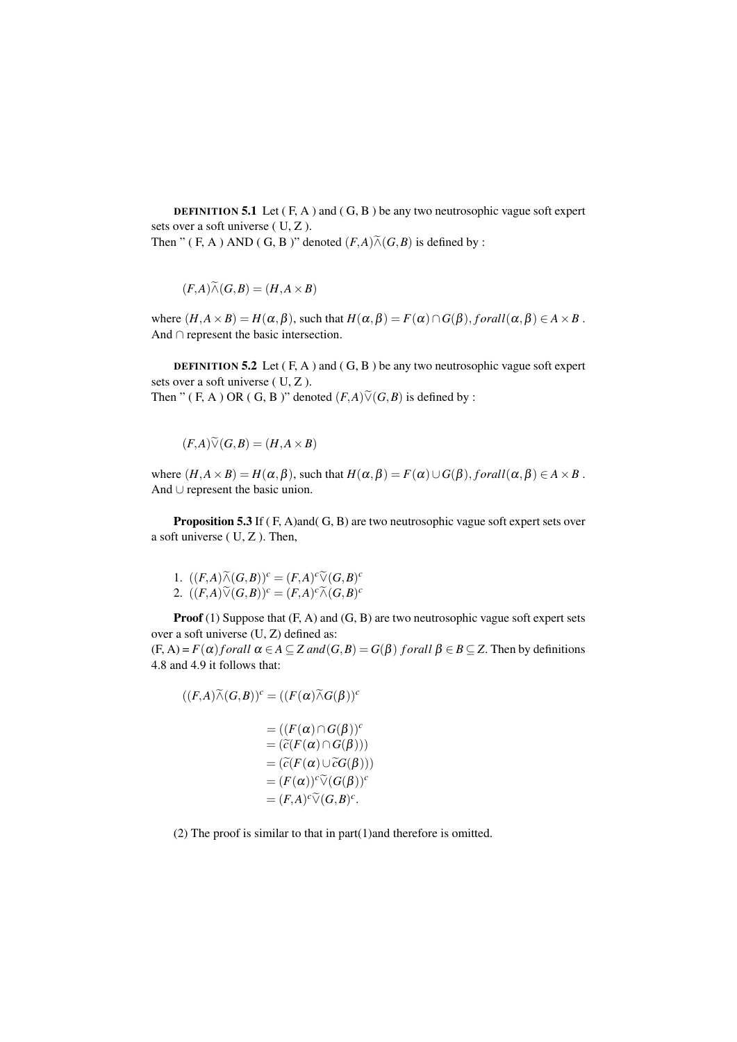**DEFINITION 5.1** Let ( F, A ) and ( G, B ) be any two neutrosophic vague soft expert sets over a soft universe ( U, Z ).
Then " ( F, A ) AND ( G, B )" denoted $(F,A)\widetilde{\wedge}(G,B)$ is defined by :

$$(F,A)\widetilde{\wedge}(G,B) = (H, A \times B)$$

where $(H, A \times B) = H(\alpha, \beta)$, such that $H(\alpha,\beta) = F(\alpha) \cap G(\beta), forall(\alpha,\beta) \in A \times B$ . And $\cap$ represent the basic intersection.

**DEFINITION 5.2** Let ( F, A ) and ( G, B ) be any two neutrosophic vague soft expert sets over a soft universe ( U, Z ).
Then " ( F, A ) OR ( G, B )" denoted $(F,A)\widetilde{\vee}(G,B)$ is defined by :

$$(F,A)\widetilde{\vee}(G,B) = (H, A \times B)$$

where $(H, A \times B) = H(\alpha, \beta)$, such that $H(\alpha,\beta) = F(\alpha) \cup G(\beta), forall(\alpha,\beta) \in A \times B$ . And $\cup$ represent the basic union.

**Proposition 5.3** If ( F, A)and( G, B) are two neutrosophic vague soft expert sets over a soft universe ( U, Z ). Then,

1. $((F,A)\widetilde{\wedge}(G,B))^c = (F,A)^c\widetilde{\vee}(G,B)^c$
2. $((F,A)\widetilde{\vee}(G,B))^c = (F,A)^c\widetilde{\wedge}(G,B)^c$

**Proof** (1) Suppose that (F, A) and (G, B) are two neutrosophic vague soft expert sets over a soft universe (U, Z) defined as:
(F, A) = $F(\alpha) forall\ \alpha \in A \subseteq Z\ and (G,B) = G(\beta)\ forall\ \beta \in B \subseteq Z$. Then by definitions 4.8 and 4.9 it follows that:

$$\begin{aligned}
((F,A)\widetilde{\wedge}(G,B))^c &= ((F(\alpha)\widetilde{\wedge}G(\beta))^c \\
&= ((F(\alpha) \cap G(\beta))^c \\
&= (\widetilde{c}(F(\alpha) \cap G(\beta))) \\
&= (\widetilde{c}(F(\alpha) \cup \widetilde{c}G(\beta))) \\
&= (F(\alpha))^c\widetilde{\vee}(G(\beta))^c \\
&= (F,A)^c\widetilde{\vee}(G,B)^c.
\end{aligned}$$

(2) The proof is similar to that in part(1)and therefore is omitted.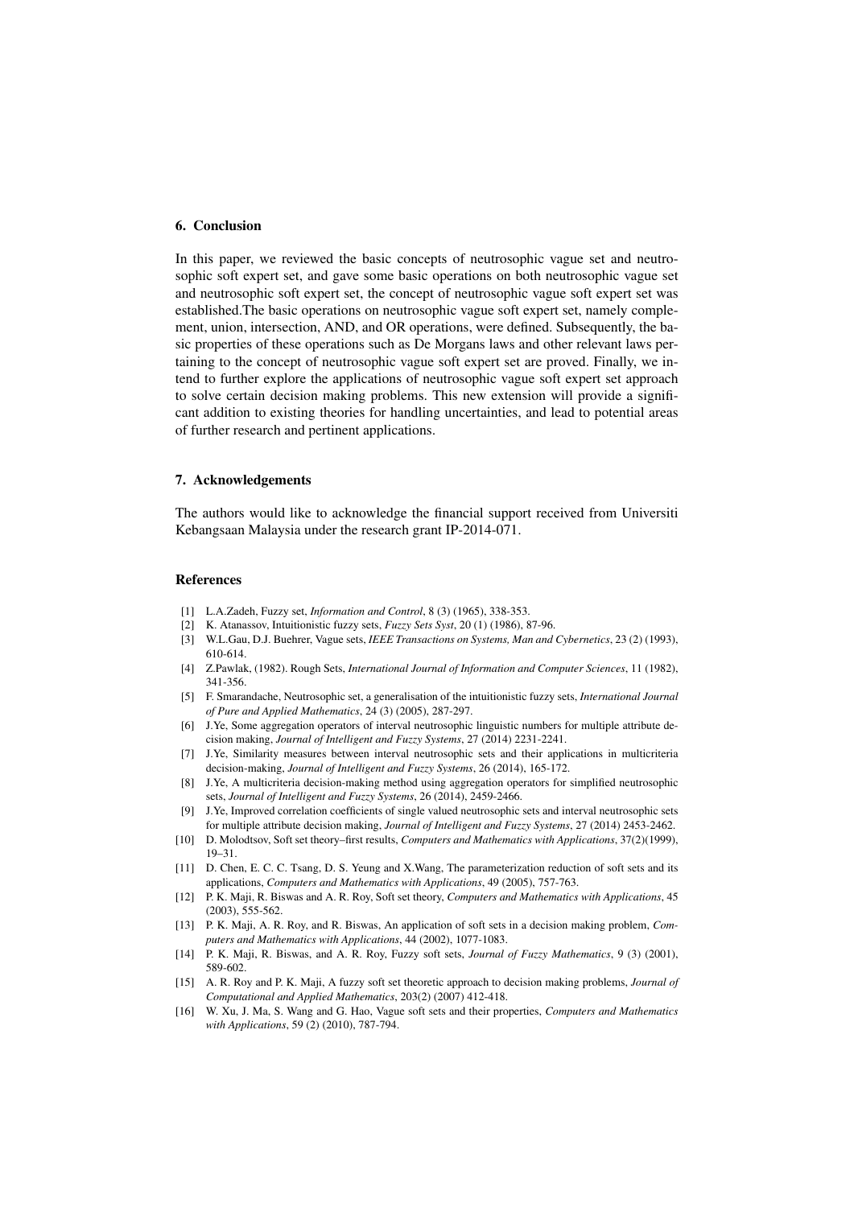## 6. Conclusion

In this paper, we reviewed the basic concepts of neutrosophic vague set and neutrosophic soft expert set, and gave some basic operations on both neutrosophic vague set and neutrosophic soft expert set, the concept of neutrosophic vague soft expert set was established.The basic operations on neutrosophic vague soft expert set, namely complement, union, intersection, AND, and OR operations, were defined. Subsequently, the basic properties of these operations such as De Morgans laws and other relevant laws pertaining to the concept of neutrosophic vague soft expert set are proved. Finally, we intend to further explore the applications of neutrosophic vague soft expert set approach to solve certain decision making problems. This new extension will provide a significant addition to existing theories for handling uncertainties, and lead to potential areas of further research and pertinent applications.

## 7. Acknowledgements

The authors would like to acknowledge the financial support received from Universiti Kebangsaan Malaysia under the research grant IP-2014-071.

## References

[1] L.A.Zadeh, Fuzzy set, *Information and Control*, 8 (3) (1965), 338-353.

[2] K. Atanassov, Intuitionistic fuzzy sets, *Fuzzy Sets Syst*, 20 (1) (1986), 87-96.

[3] W.L.Gau, D.J. Buehrer, Vague sets, *IEEE Transactions on Systems, Man and Cybernetics*, 23 (2) (1993), 610-614.

[4] Z.Pawlak, (1982). Rough Sets, *International Journal of Information and Computer Sciences*, 11 (1982), 341-356.

[5] F. Smarandache, Neutrosophic set, a generalisation of the intuitionistic fuzzy sets, *International Journal of Pure and Applied Mathematics*, 24 (3) (2005), 287-297.

[6] J.Ye, Some aggregation operators of interval neutrosophic linguistic numbers for multiple attribute decision making, *Journal of Intelligent and Fuzzy Systems*, 27 (2014) 2231-2241.

[7] J.Ye, Similarity measures between interval neutrosophic sets and their applications in multicriteria decision-making, *Journal of Intelligent and Fuzzy Systems*, 26 (2014), 165-172.

[8] J.Ye, A multicriteria decision-making method using aggregation operators for simplified neutrosophic sets, *Journal of Intelligent and Fuzzy Systems*, 26 (2014), 2459-2466.

[9] J.Ye, Improved correlation coefficients of single valued neutrosophic sets and interval neutrosophic sets for multiple attribute decision making, *Journal of Intelligent and Fuzzy Systems*, 27 (2014) 2453-2462.

[10] D. Molodtsov, Soft set theory–first results, *Computers and Mathematics with Applications*, 37(2)(1999), 19–31.

[11] D. Chen, E. C. C. Tsang, D. S. Yeung and X.Wang, The parameterization reduction of soft sets and its applications, *Computers and Mathematics with Applications*, 49 (2005), 757-763.

[12] P. K. Maji, R. Biswas and A. R. Roy, Soft set theory, *Computers and Mathematics with Applications*, 45 (2003), 555-562.

[13] P. K. Maji, A. R. Roy, and R. Biswas, An application of soft sets in a decision making problem, *Computers and Mathematics with Applications*, 44 (2002), 1077-1083.

[14] P. K. Maji, R. Biswas, and A. R. Roy, Fuzzy soft sets, *Journal of Fuzzy Mathematics*, 9 (3) (2001), 589-602.

[15] A. R. Roy and P. K. Maji, A fuzzy soft set theoretic approach to decision making problems, *Journal of Computational and Applied Mathematics*, 203(2) (2007) 412-418.

[16] W. Xu, J. Ma, S. Wang and G. Hao, Vague soft sets and their properties, *Computers and Mathematics with Applications*, 59 (2) (2010), 787-794.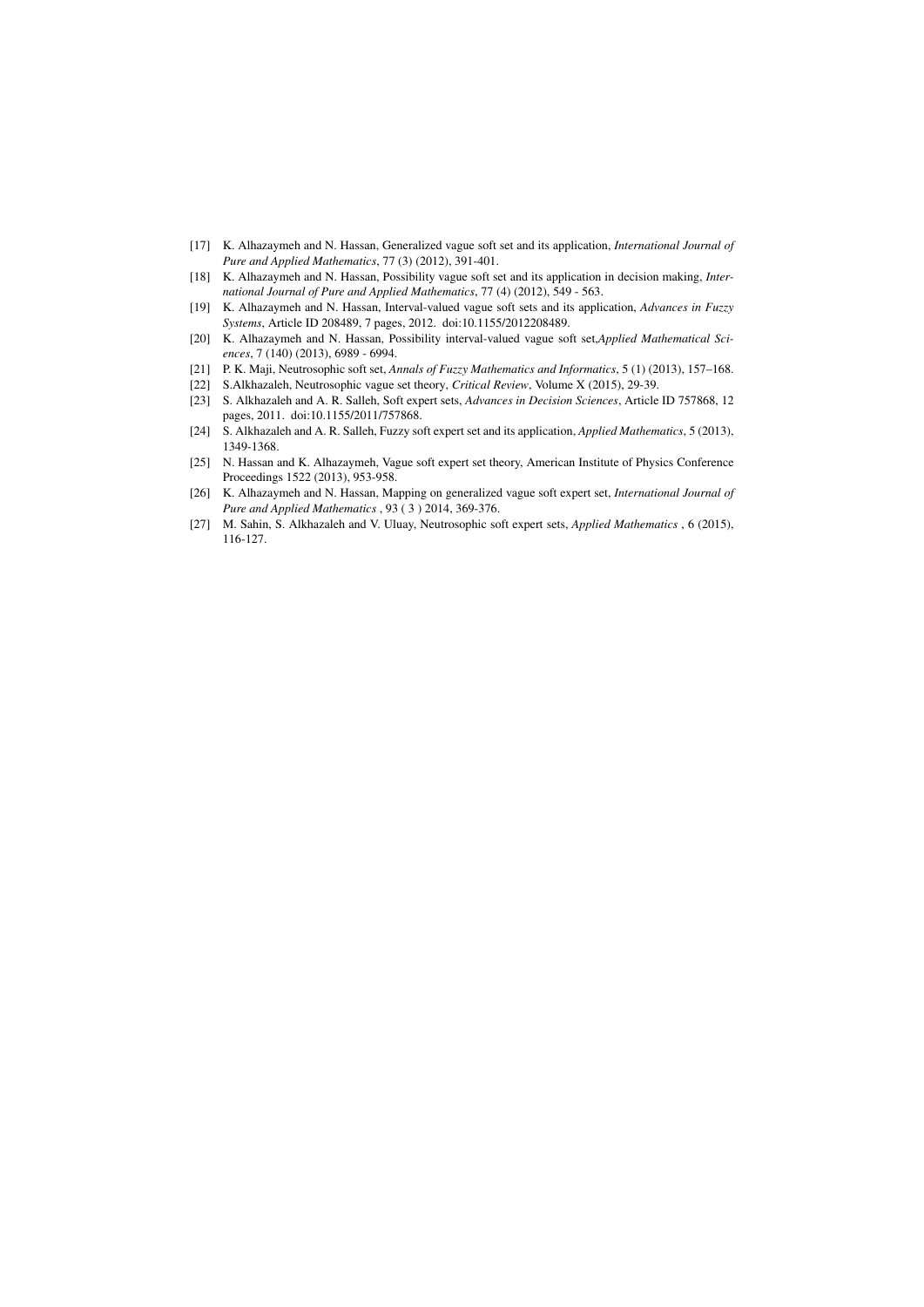[17] K. Alhazaymeh and N. Hassan, Generalized vague soft set and its application, *International Journal of Pure and Applied Mathematics*, 77 (3) (2012), 391-401.

[18] K. Alhazaymeh and N. Hassan, Possibility vague soft set and its application in decision making, *International Journal of Pure and Applied Mathematics*, 77 (4) (2012), 549 - 563.

[19] K. Alhazaymeh and N. Hassan, Interval-valued vague soft sets and its application, *Advances in Fuzzy Systems*, Article ID 208489, 7 pages, 2012. doi:10.1155/2012208489.

[20] K. Alhazaymeh and N. Hassan, Possibility interval-valued vague soft set,*Applied Mathematical Sciences*, 7 (140) (2013), 6989 - 6994.

[21] P. K. Maji, Neutrosophic soft set, *Annals of Fuzzy Mathematics and Informatics*, 5 (1) (2013), 157–168.

[22] S.Alkhazaleh, Neutrosophic vague set theory, *Critical Review*, Volume X (2015), 29-39.

[23] S. Alkhazaleh and A. R. Salleh, Soft expert sets, *Advances in Decision Sciences*, Article ID 757868, 12 pages, 2011. doi:10.1155/2011/757868.

[24] S. Alkhazaleh and A. R. Salleh, Fuzzy soft expert set and its application, *Applied Mathematics*, 5 (2013), 1349-1368.

[25] N. Hassan and K. Alhazaymeh, Vague soft expert set theory, American Institute of Physics Conference Proceedings 1522 (2013), 953-958.

[26] K. Alhazaymeh and N. Hassan, Mapping on generalized vague soft expert set, *International Journal of Pure and Applied Mathematics* , 93 ( 3 ) 2014, 369-376.

[27] M. Sahin, S. Alkhazaleh and V. Uluay, Neutrosophic soft expert sets, *Applied Mathematics* , 6 (2015), 116-127.